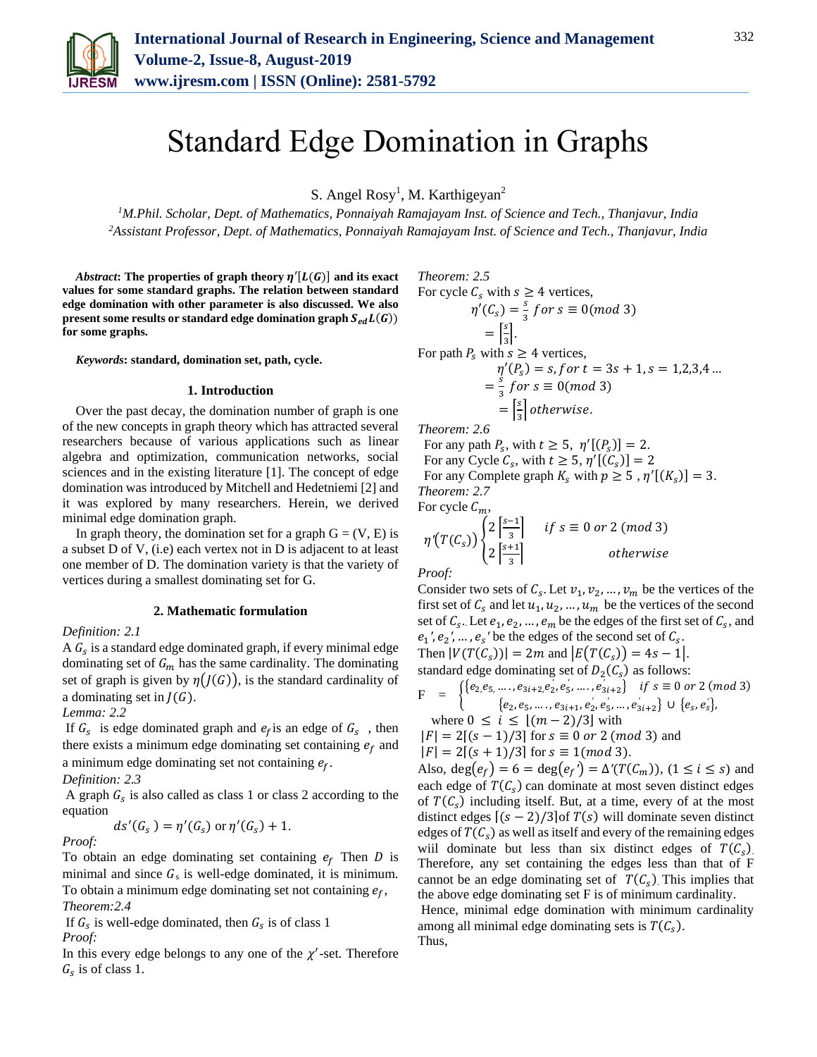# Standard Edge Domination in Graphs

S. Angel Rosy[1], M. Karthigeyan[2]

[1]*M.Phil. Scholar, Dept. of Mathematics, Ponnaiyah Ramajayam Inst. of Science and Tech., Thanjavur, India*
[2]*Assistant Professor, Dept. of Mathematics, Ponnaiyah Ramajayam Inst. of Science and Tech., Thanjavur, India*

***Abstract*: The properties of graph theory $\eta'[L(G)]$ and its exact values for some standard graphs. The relation between standard edge domination with other parameter is also discussed. We also present some results or standard edge domination graph $S_{ed}L(G)$) for some graphs.**

***Keywords*: standard, domination set, path, cycle.**

## 1. Introduction

Over the past decay, the domination number of graph is one of the new concepts in graph theory which has attracted several researchers because of various applications such as linear algebra and optimization, communication networks, social sciences and in the existing literature [1]. The concept of edge domination was introduced by Mitchell and Hedetniemi [2] and it was explored by many researchers. Herein, we derived minimal edge domination graph.

In graph theory, the domination set for a graph G = (V, E) is a subset D of V, (i.e) each vertex not in D is adjacent to at least one member of D. The domination variety is that the variety of vertices during a smallest dominating set for G.

## 2. Mathematic formulation

*Definition: 2.1*

A $G_s$ is a standard edge dominated graph, if every minimal edge dominating set of $G_m$ has the same cardinality. The dominating set of graph is given by $\eta(J(G))$, is the standard cardinality of a dominating set in $J(G)$.

*Lemma: 2.2*

If $G_s$ is edge dominated graph and $e_f$ is an edge of $G_s$, then there exists a minimum edge dominating set containing $e_f$ and a minimum edge dominating set not containing $e_f$.

*Definition: 2.3*

A graph $G_s$ is also called as class 1 or class 2 according to the equation

$$ds'(G_s) = \eta'(G_s) \text{ or } \eta'(G_s) + 1.$$

*Proof:*

To obtain an edge dominating set containing $e_f$ Then $D$ is minimal and since $G_s$ is well-edge dominated, it is minimum. To obtain a minimum edge dominating set not containing $e_f$,

*Theorem:2.4*

If $G_s$ is well-edge dominated, then $G_s$ is of class 1

*Proof:*

In this every edge belongs to any one of the $\chi'$-set. Therefore $G_s$ is of class 1.

*Theorem: 2.5*

For cycle $C_s$ with $s \geq 4$ vertices,

$$\eta'(C_s) = \frac{s}{3} \; for \; s \equiv 0 (mod\ 3)$$
$$= \left\lceil \frac{s}{3} \right\rceil.$$

For path $P_s$ with $s \geq 4$ vertices,

$$\eta'(P_s) = s, for\ t = 3s + 1, s = 1,2,3,4 \ldots$$
$$= \frac{s}{3} \; for \; s \equiv 0 (mod\ 3)$$
$$= \left\lceil \frac{s}{3} \right\rceil otherwise.$$

*Theorem: 2.6*

For any path $P_s$, with $t \geq 5$, $\eta'[(P_s)] = 2$.
For any Cycle $C_s$, with $t \geq 5$, $\eta'[(C_s)] = 2$
For any Complete graph $K_s$ with $p \geq 5$ , $\eta'[(K_s)] = 3$.

*Theorem: 2.7*

For cycle $C_m$,

$$\eta'(T(C_s)) \begin{cases} 2\left\lceil \frac{s-1}{3} \right\rceil & if\ s \equiv 0\ or\ 2\ (mod\ 3) \\ 2\left\lceil \frac{s+1}{3} \right\rceil & otherwise \end{cases}$$

*Proof:*

Consider two sets of $C_s$. Let $v_1, v_2, \ldots, v_m$ be the vertices of the first set of $C_s$ and let $u_1, u_2, \ldots, u_m$ be the vertices of the second set of $C_s$. Let $e_1, e_2, \ldots, e_m$ be the edges of the first set of $C_s$, and $e_1', e_2', \ldots, e_s'$ be the edges of the second set of $C_s$.

Then $|V(T(C_s))| = 2m$ and $|E(T(C_s)) = 4s - 1|$.

standard edge dominating set of $D_2(C_s)$ as follows:

$$F = \begin{cases} \{e_2, e_5, \ldots, e_{3i+2}, e_2', e_5', \ldots, e_{3i+2}'\} & if\ s \equiv 0\ or\ 2\ (mod\ 3) \\ \{e_2, e_5, \ldots, e_{3i+1}, e_2', e_5', \ldots, e_{3i+2}'\} \cup \{e_s, e_s'\}, \end{cases}$$

where $0 \leq i \leq \lfloor (m-2)/3 \rfloor$ with

$|F| = 2\lceil (s-1)/3 \rceil$ for $s \equiv 0\ or\ 2\ (mod\ 3)$ and
$|F| = 2\lceil (s+1)/3 \rceil$ for $s \equiv 1 (mod\ 3)$.

Also, $\deg(e_f) = 6 = \deg(e_{f'}) = \Delta'(T(C_m))$, $(1 \leq i \leq s)$ and each edge of $T(C_s)$ can dominate at most seven distinct edges of $T(C_s)$ including itself. But, at a time, every of at the most distinct edges $\lceil (s-2)/3 \rceil$of $T(s)$ will dominate seven distinct edges of $T(C_s)$ as well as itself and every of the remaining edges wiil dominate but less than six distinct edges of $T(C_s)$. Therefore, any set containing the edges less than that of F cannot be an edge dominating set of $T(C_s)$. This implies that the above edge dominating set F is of minimum cardinality.

Hence, minimal edge domination with minimum cardinality among all minimal edge dominating sets is $T(C_s)$.

Thus,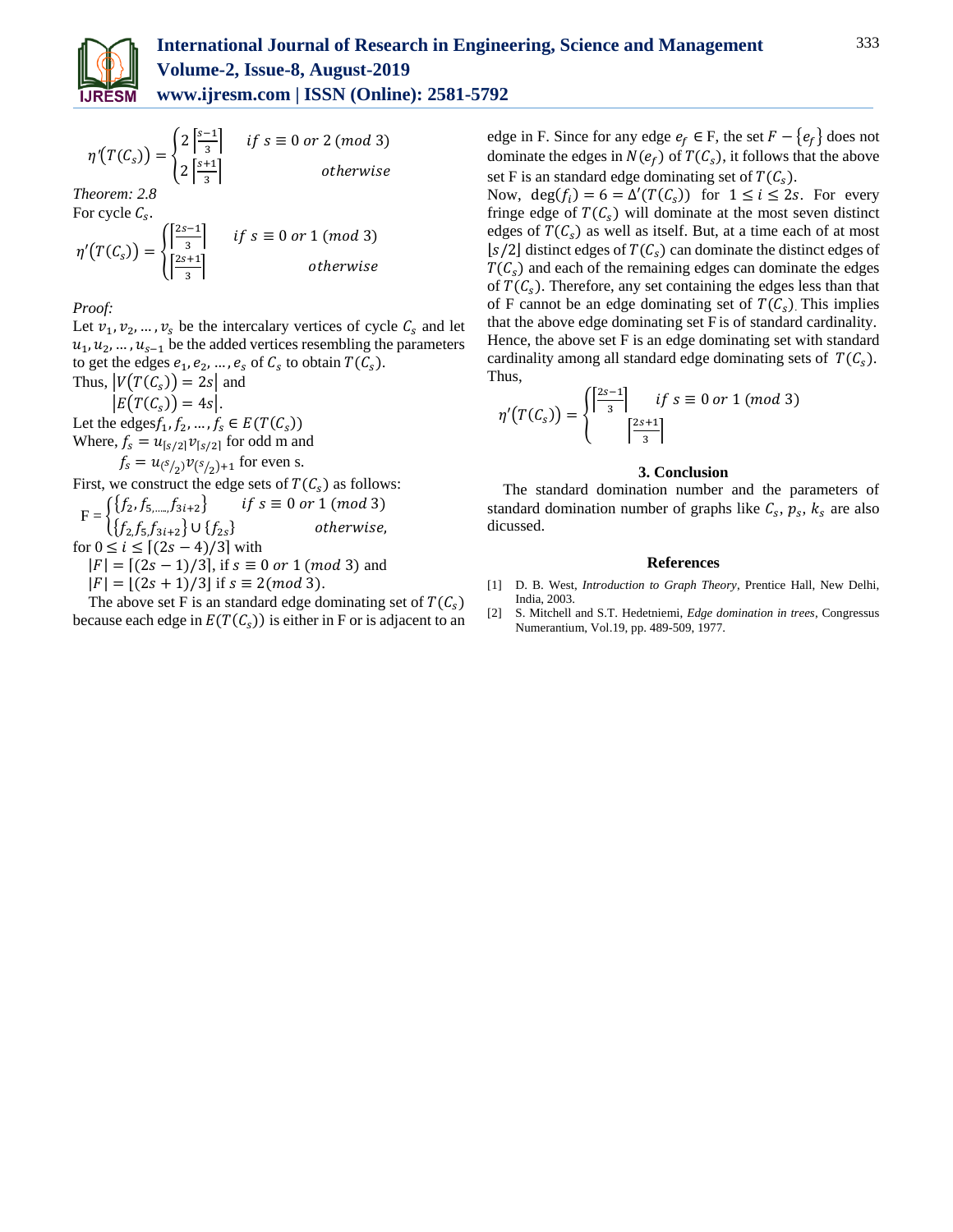$$\eta'(T(C_s)) = \begin{cases} 2\left\lceil\frac{s-1}{3}\right\rceil & if\ s \equiv 0\ or\ 2\ (mod\ 3) \\ 2\left\lceil\frac{s+1}{3}\right\rceil & otherwise \end{cases}$$

*Theorem: 2.8*

For cycle $C_s$.

$$\eta'(T(C_s)) = \begin{cases} \left\lceil\frac{2s-1}{3}\right\rceil & if\ s \equiv 0\ or\ 1\ (mod\ 3) \\ \left\lceil\frac{2s+1}{3}\right\rceil & otherwise \end{cases}$$

*Proof:*

Let $v_1, v_2, \dots, v_s$ be the intercalary vertices of cycle $C_s$ and let $u_1, u_2, \dots, u_{s-1}$ be the added vertices resembling the parameters to get the edges $e_1, e_2, \dots, e_s$ of $C_s$ to obtain $T(C_s)$.

Thus, $|V(T(C_s))| = 2s|$ and

$|E(T(C_s))| = 4s|$.

Let the edges $f_1, f_2, \dots, f_s \in E(T(C_s))$

Where, $f_s = u_{\lceil s/2 \rceil} v_{\lceil s/2 \rceil}$ for odd m and

$f_s = u_{(s/2)} v_{(s/2)+1}$ for even s.

First, we construct the edge sets of $T(C_s)$ as follows:

$$F = \begin{cases} \{f_2, f_5, \dots, f_{3i+2}\} & if\ s \equiv 0\ or\ 1\ (mod\ 3) \\ \{f_2, f_5, f_{3i+2}\} \cup \{f_{2s}\} & otherwise, \end{cases}$$

for $0 \le i \le \lceil (2s-4)/3 \rceil$ with

$|F| = \lceil (2s-1)/3 \rceil$, if $s \equiv 0\ or\ 1\ (mod\ 3)$ and

$|F| = \lfloor (2s+1)/3 \rfloor$ if $s \equiv 2 (mod\ 3)$.

The above set F is an standard edge dominating set of $T(C_s)$ because each edge in $E(T(C_s))$ is either in F or is adjacent to an edge in F. Since for any edge $e_f \in$ F, the set $F - \{e_f\}$ does not dominate the edges in $N(e_f)$ of $T(C_s)$, it follows that the above set F is an standard edge dominating set of $T(C_s)$.

Now, $\deg(f_i) = 6 = \Delta'(T(C_s))$ for $1 \le i \le 2s$. For every fringe edge of $T(C_s)$ will dominate at the most seven distinct edges of $T(C_s)$ as well as itself. But, at a time each of at most $\lfloor s/2 \rfloor$ distinct edges of $T(C_s)$ can dominate the distinct edges of $T(C_s)$ and each of the remaining edges can dominate the edges of $T(C_s)$. Therefore, any set containing the edges less than that of F cannot be an edge dominating set of $T(C_s)$. This implies that the above edge dominating set F is of standard cardinality. Hence, the above set F is an edge dominating set with standard cardinality among all standard edge dominating sets of $T(C_s)$.

Thus,

$$\eta'(T(C_s)) = \begin{cases} \left\lceil\frac{2s-1}{3}\right\rceil & if\ s \equiv 0\ or\ 1\ (mod\ 3) \\ \left\lceil\frac{2s+1}{3}\right\rceil & \end{cases}$$

## 3. Conclusion

The standard domination number and the parameters of standard domination number of graphs like $C_s$, $p_s$, $k_s$ are also dicussed.

## References

[1] D. B. West, *Introduction to Graph Theory*, Prentice Hall, New Delhi, India, 2003.

[2] S. Mitchell and S.T. Hedetniemi, *Edge domination in trees*, Congressus Numerantium, Vol.19, pp. 489-509, 1977.